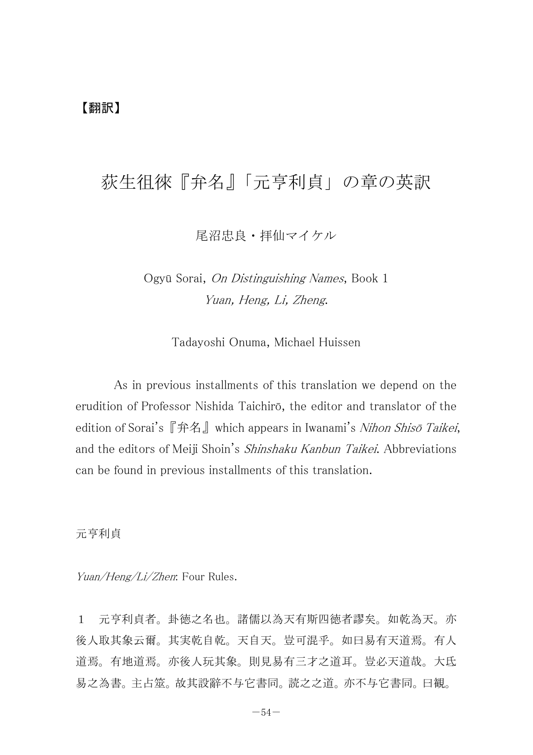【翻訳】

# 荻生徂徠『弁名』「元亨利貞」の章の英訳

尾沼忠良・拝仙マイケル

Ogyū Sorai, *On Distinguishing Names*, Book 1
*Yuan, Heng, Li, Zheng*.

Tadayoshi Onuma, Michael Huissen

As in previous installments of this translation we depend on the erudition of Professor Nishida Taichirō, the editor and translator of the edition of Sorai's『弁名』which appears in Iwanami's *Nihon Shisō Taikei*, and the editors of Meiji Shoin's *Shinshaku Kanbun Taikei*. Abbreviations can be found in previous installments of this translation.

元亨利貞

*Yuan/Heng/Li/Zhen*: Four Rules.

1　元亨利貞者。卦徳之名也。諸儒以為天有斯四徳者謬矣。如乾為天。亦後人取其象云爾。其実乾自乾。天自天。豈可混乎。如曰易有天道焉。有人道焉。有地道焉。亦後人玩其象。則見易有三才之道耳。豈必天道哉。大氐易之為書。主占筮。故其設辭不与它書同。読之之道。亦不与它書同。曰観。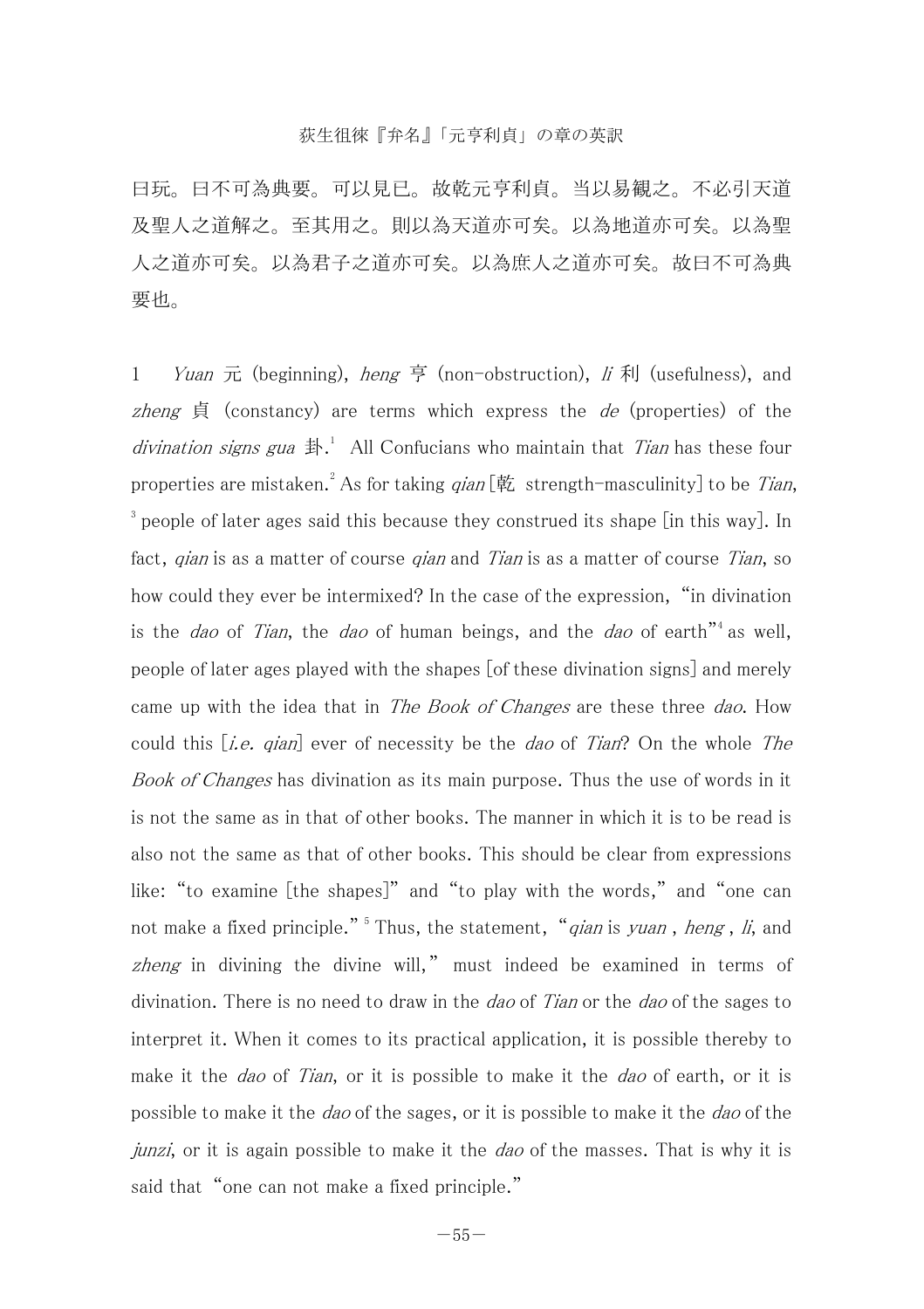曰玩。曰不可為典要。可以見已。故乾元亨利貞。当以易観之。不必引天道及聖人之道解之。至其用之。則以為天道亦可矣。以為地道亦可矣。以為聖人之道亦可矣。以為君子之道亦可矣。以為庶人之道亦可矣。故曰不可為典要也。

1　*Yuan* 元 (beginning), *heng* 亨 (non-obstruction), *li* 利 (usefulness), and *zheng* 貞 (constancy) are terms which express the *de* (properties) of the *divination signs gua* 卦.[1] All Confucians who maintain that *Tian* has these four properties are mistaken.[2] As for taking *qian* [乾 strength-masculinity] to be *Tian*,[3] people of later ages said this because they construed its shape [in this way]. In fact, *qian* is as a matter of course *qian* and *Tian* is as a matter of course *Tian*, so how could they ever be intermixed? In the case of the expression, "in divination is the *dao* of *Tian*, the *dao* of human beings, and the *dao* of earth"[4] as well, people of later ages played with the shapes [of these divination signs] and merely came up with the idea that in *The Book of Changes* are these three *dao*. How could this [*i.e. qian*] ever of necessity be the *dao* of *Tian*? On the whole *The Book of Changes* has divination as its main purpose. Thus the use of words in it is not the same as in that of other books. The manner in which it is to be read is also not the same as that of other books. This should be clear from expressions like: "to examine [the shapes]" and "to play with the words," and "one can not make a fixed principle."[5] Thus, the statement, "*qian* is *yuan*, *heng*, *li*, and *zheng* in divining the divine will," must indeed be examined in terms of divination. There is no need to draw in the *dao* of *Tian* or the *dao* of the sages to interpret it. When it comes to its practical application, it is possible thereby to make it the *dao* of *Tian*, or it is possible to make it the *dao* of earth, or it is possible to make it the *dao* of the sages, or it is possible to make it the *dao* of the *junzi*, or it is again possible to make it the *dao* of the masses. That is why it is said that "one can not make a fixed principle."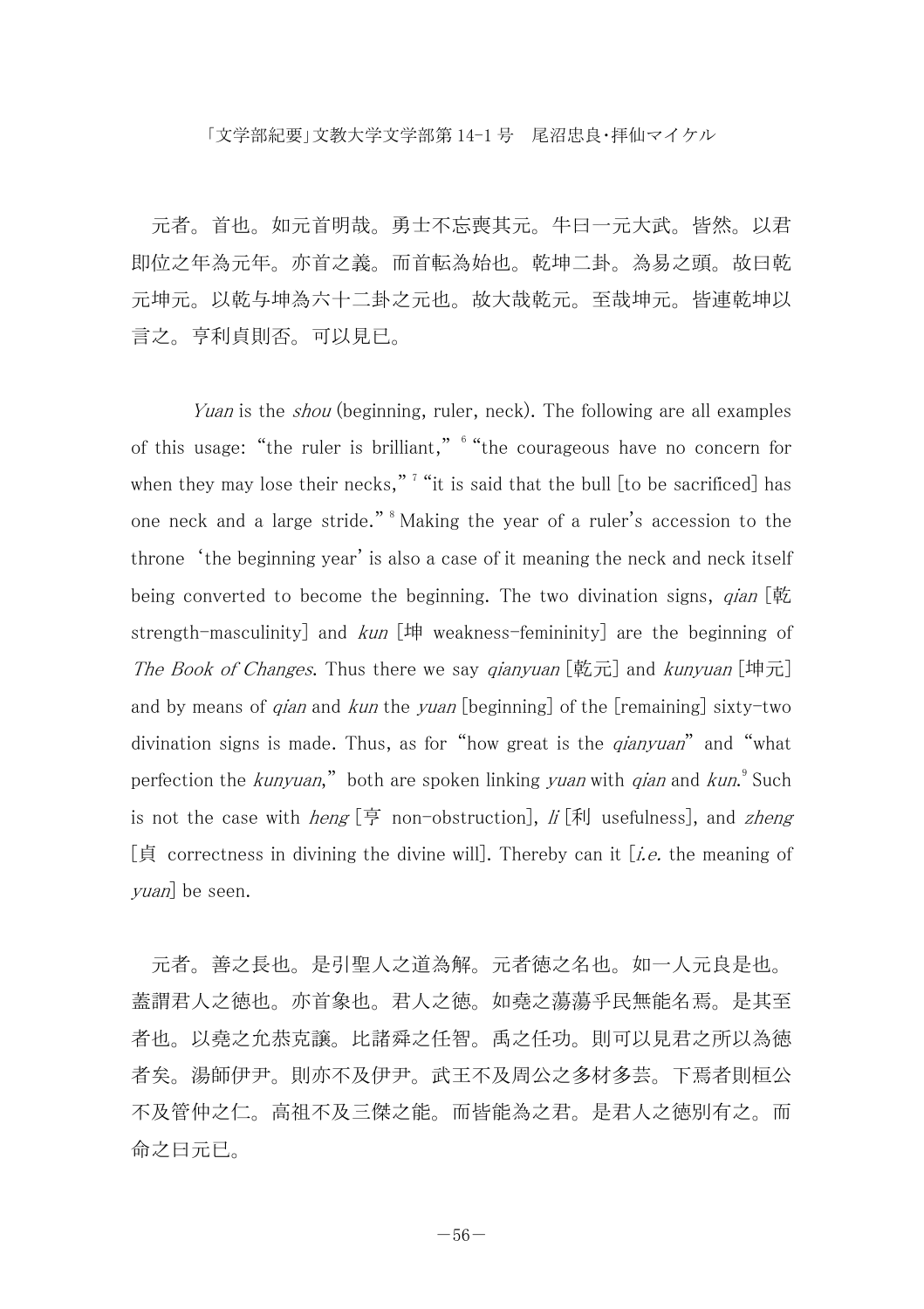元者。首也。如元首明哉。勇士不忘喪其元。牛曰一元大武。皆然。以君即位之年為元年。亦首之義。而首転為始也。乾坤二卦。為易之頭。故曰乾元坤元。以乾与坤為六十二卦之元也。故大哉乾元。至哉坤元。皆連乾坤以言之。亨利貞則否。可以見已。

*Yuan* is the *shou* (beginning, ruler, neck). The following are all examples of this usage: "the ruler is brilliant,"[6] "the courageous have no concern for when they may lose their necks,"[7] "it is said that the bull [to be sacrificed] has one neck and a large stride."[8] Making the year of a ruler's accession to the throne 'the beginning year' is also a case of it meaning the neck and neck itself being converted to become the beginning. The two divination signs, *qian* [乾 strength-masculinity] and *kun* [坤 weakness-femininity] are the beginning of *The Book of Changes*. Thus there we say *qianyuan* [乾元] and *kunyuan* [坤元] and by means of *qian* and *kun* the *yuan* [beginning] of the [remaining] sixty-two divination signs is made. Thus, as for "how great is the *qianyuan*" and "what perfection the *kunyuan*," both are spoken linking *yuan* with *qian* and *kun*.[9] Such is not the case with *heng* [亨 non-obstruction], *li* [利 usefulness], and *zheng* [貞 correctness in divining the divine will]. Thereby can it [*i.e.* the meaning of *yuan*] be seen.

元者。善之長也。是引聖人之道為解。元者徳之名也。如一人元良是也。蓋謂君人之徳也。亦首象也。君人之徳。如堯之蕩蕩乎民無能名焉。是其至者也。以堯之允恭克讓。比諸舜之任智。禹之任功。則可以見君之所以為徳者矣。湯師伊尹。則亦不及伊尹。武王不及周公之多材多芸。下焉者則桓公不及管仲之仁。高祖不及三傑之能。而皆能為之君。是君人之徳別有之。而命之曰元已。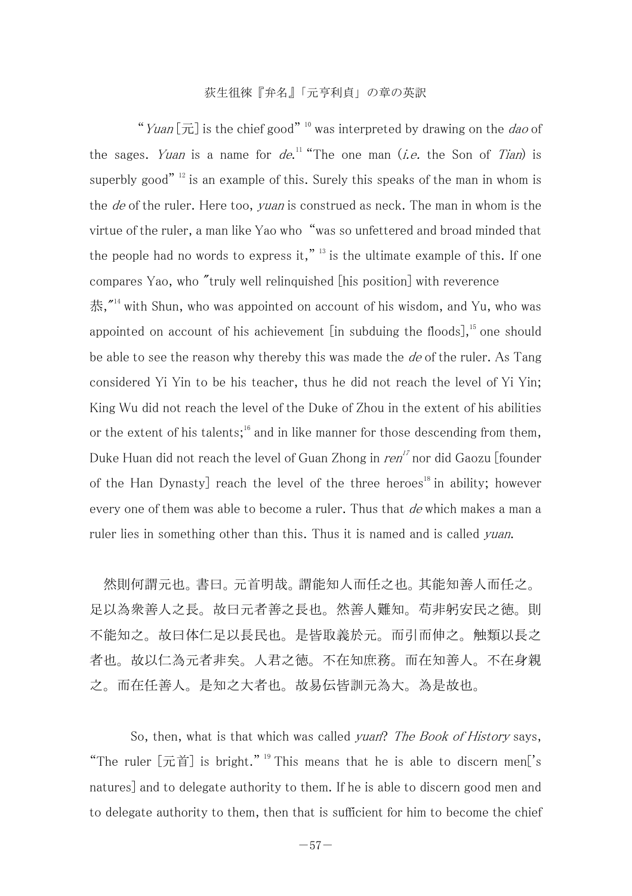"*Yuan* [元] is the chief good" [10] was interpreted by drawing on the *dao* of the sages. *Yuan* is a name for *de*.[11] "The one man (*i.e.* the Son of *Tian*) is superbly good" [12] is an example of this. Surely this speaks of the man in whom is the *de* of the ruler. Here too, *yuan* is construed as neck. The man in whom is the virtue of the ruler, a man like Yao who "was so unfettered and broad minded that the people had no words to express it," [13] is the ultimate example of this. If one compares Yao, who "truly well relinquished [his position] with reverence 恭,"[14] with Shun, who was appointed on account of his wisdom, and Yu, who was appointed on account of his achievement [in subduing the floods],[15] one should be able to see the reason why thereby this was made the *de* of the ruler. As Tang considered Yi Yin to be his teacher, thus he did not reach the level of Yi Yin; King Wu did not reach the level of the Duke of Zhou in the extent of his abilities or the extent of his talents;[16] and in like manner for those descending from them, Duke Huan did not reach the level of Guan Zhong in *ren*[17] nor did Gaozu [founder of the Han Dynasty] reach the level of the three heroes[18] in ability; however every one of them was able to become a ruler. Thus that *de* which makes a man a ruler lies in something other than this. Thus it is named and is called *yuan*.

然則何謂元也。書曰。元首明哉。謂能知人而任之也。其能知善人而任之。足以為衆善人之長。故曰元者善之長也。然善人難知。苟非躬安民之徳。則不能知之。故曰体仁足以長民也。是皆取義於元。而引而伸之。触類以長之者也。故以仁為元者非矣。人君之徳。不在知庶務。而在知善人。不在身親之。而在任善人。是知之大者也。故易伝皆訓元為大。為是故也。

So, then, what is that which was called *yuan*? *The Book of History* says, "The ruler [元首] is bright." [19] This means that he is able to discern men['s natures] and to delegate authority to them. If he is able to discern good men and to delegate authority to them, then that is sufficient for him to become the chief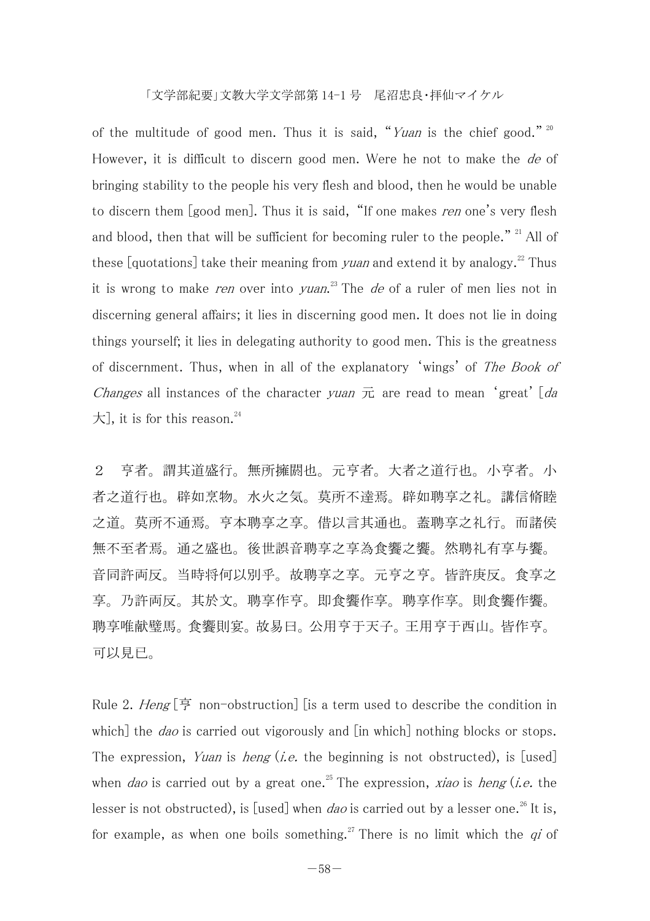of the multitude of good men. Thus it is said, “*Yuan* is the chief good.”[20] However, it is difficult to discern good men. Were he not to make the *de* of bringing stability to the people his very flesh and blood, then he would be unable to discern them [good men]. Thus it is said, “If one makes *ren* one’s very flesh and blood, then that will be sufficient for becoming ruler to the people.”[21] All of these [quotations] take their meaning from *yuan* and extend it by analogy.[22] Thus it is wrong to make *ren* over into *yuan*.[23] The *de* of a ruler of men lies not in discerning general affairs; it lies in discerning good men. It does not lie in doing things yourself; it lies in delegating authority to good men. This is the greatness of discernment. Thus, when in all of the explanatory ‘wings’ of *The Book of Changes* all instances of the character *yuan* 元 are read to mean ‘great’ [*da* 大], it is for this reason.[24]

２　亨者。謂其道盛行。無所擁閼也。元亨者。大者之道行也。小亨者。小者之道行也。辟如烹物。水火之気。莫所不達焉。辟如聘享之礼。講信脩睦之道。莫所不通焉。亨本聘享之享。借以言其通也。蓋聘享之礼行。而諸侯無不至者焉。通之盛也。後世誤音聘享之享為食饗之饗。然聘礼有享与饗。音同許両反。当時将何以別乎。故聘享之享。元亨之亨。皆許庚反。食享之享。乃許両反。其於文。聘享作亨。即食饗作享。聘享作享。則食饗作饗。聘享唯献璧馬。食饗則宴。故易曰。公用亨于天子。王用亨于西山。皆作亨。可以見已。

Rule 2. *Heng* [亨 non-obstruction] [is a term used to describe the condition in which] the *dao* is carried out vigorously and [in which] nothing blocks or stops. The expression, *Yuan* is *heng* (*i.e.* the beginning is not obstructed), is [used] when *dao* is carried out by a great one.[25] The expression, *xiao* is *heng* (*i.e.* the lesser is not obstructed), is [used] when *dao* is carried out by a lesser one.[26] It is, for example, as when one boils something.[27] There is no limit which the *qi* of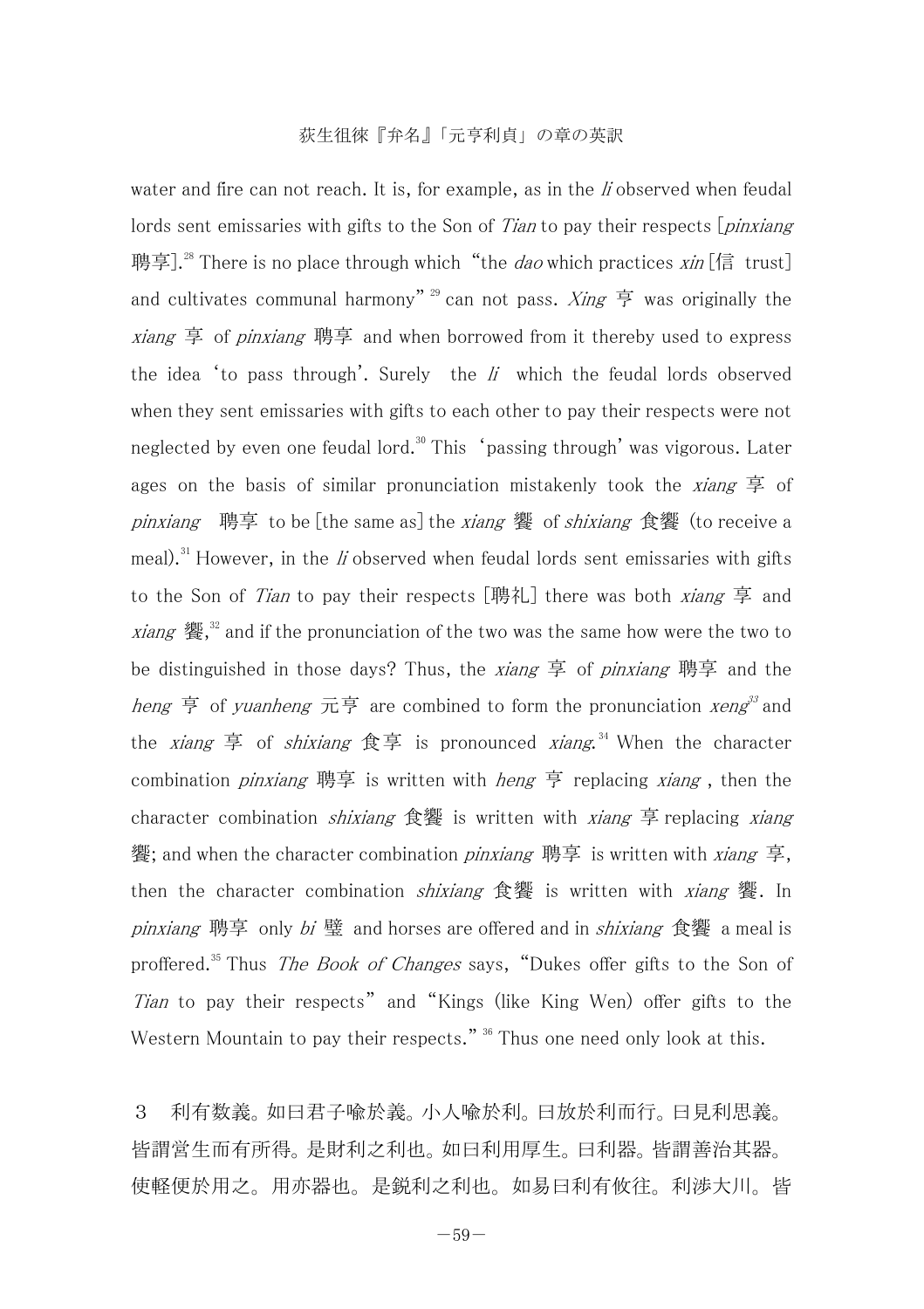water and fire can not reach. It is, for example, as in the *li* observed when feudal lords sent emissaries with gifts to the Son of *Tian* to pay their respects [*pinxiang* 聘享].[28] There is no place through which "the *dao* which practices *xin* [信 trust] and cultivates communal harmony"[29] can not pass. *Xing* 亨 was originally the *xiang* 享 of *pinxiang* 聘享 and when borrowed from it thereby used to express the idea 'to pass through'. Surely the *li* which the feudal lords observed when they sent emissaries with gifts to each other to pay their respects were not neglected by even one feudal lord.[30] This 'passing through' was vigorous. Later ages on the basis of similar pronunciation mistakenly took the *xiang* 享 of *pinxiang* 聘享 to be [the same as] the *xiang* 饗 of *shixiang* 食饗 (to receive a meal).[31] However, in the *li* observed when feudal lords sent emissaries with gifts to the Son of *Tian* to pay their respects [聘礼] there was both *xiang* 享 and *xiang* 饗,[32] and if the pronunciation of the two was the same how were the two to be distinguished in those days? Thus, the *xiang* 享 of *pinxiang* 聘享 and the *heng* 亨 of *yuanheng* 元亨 are combined to form the pronunciation *xeng*[33] and the *xiang* 享 of *shixiang* 食享 is pronounced *xiang*.[34] When the character combination *pinxiang* 聘享 is written with *heng* 亨 replacing *xiang* , then the character combination *shixiang* 食饗 is written with *xiang* 享 replacing *xiang* 饗; and when the character combination *pinxiang* 聘享 is written with *xiang* 享, then the character combination *shixiang* 食饗 is written with *xiang* 饗. In *pinxiang* 聘享 only *bi* 璧 and horses are offered and in *shixiang* 食饗 a meal is proffered.[35] Thus *The Book of Changes* says, "Dukes offer gifts to the Son of *Tian* to pay their respects" and "Kings (like King Wen) offer gifts to the Western Mountain to pay their respects."[36] Thus one need only look at this.

3　利有数義。如曰君子喩於義。小人喩於利。曰放於利而行。曰見利思義。皆謂營生而有所得。是財利之利也。如曰利用厚生。曰利器。皆謂善治其器。使軽便於用之。用亦器也。是鋭利之利也。如易曰利有攸往。利渉大川。皆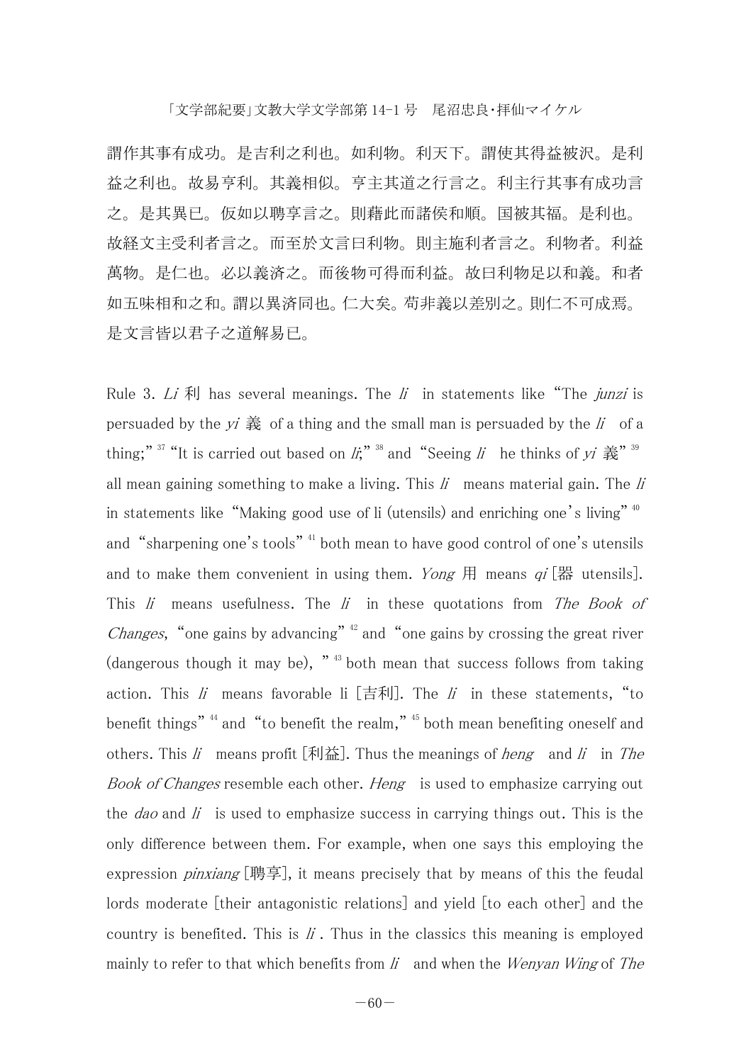謂作其事有成功。是吉利之利也。如利物。利天下。謂使其得益被沢。是利益之利也。故易亨利。其義相似。亨主其道之行言之。利主行其事有成功言之。是其異已。仮如以聘享言之。則藉此而諸侯和順。国被其福。是利也。故経文主受利者言之。而至於文言曰利物。則主施利者言之。利物者。利益萬物。是仁也。必以義済之。而後物可得而利益。故曰利物足以和義。和者如五味相和之和。謂以異済同也。仁大矣。苟非義以差別之。則仁不可成焉。是文言皆以君子之道解易已。

Rule 3. *Li* 利 has several meanings. The *li* in statements like "The *junzi* is persuaded by the *yi* 義 of a thing and the small man is persuaded by the *li* of a thing;" [37] "It is carried out based on *li*;" [38] and "Seeing *li* he thinks of *yi* 義" [39] all mean gaining something to make a living. This *li* means material gain. The *li* in statements like "Making good use of li (utensils) and enriching one's living" [40] and "sharpening one's tools" [41] both mean to have good control of one's utensils and to make them convenient in using them. *Yong* 用 means *qi* [器 utensils]. This *li* means usefulness. The *li* in these quotations from *The Book of Changes*, "one gains by advancing" [42] and "one gains by crossing the great river (dangerous though it may be), " [43] both mean that success follows from taking action. This *li* means favorable li [吉利]. The *li* in these statements, "to benefit things" [44] and "to benefit the realm," [45] both mean benefiting oneself and others. This *li* means profit [利益]. Thus the meanings of *heng* and *li* in *The Book of Changes* resemble each other. *Heng* is used to emphasize carrying out the *dao* and *li* is used to emphasize success in carrying things out. This is the only difference between them. For example, when one says this employing the expression *pinxiang* [聘享], it means precisely that by means of this the feudal lords moderate [their antagonistic relations] and yield [to each other] and the country is benefited. This is *li*. Thus in the classics this meaning is employed mainly to refer to that which benefits from *li* and when the *Wenyan Wing* of *The*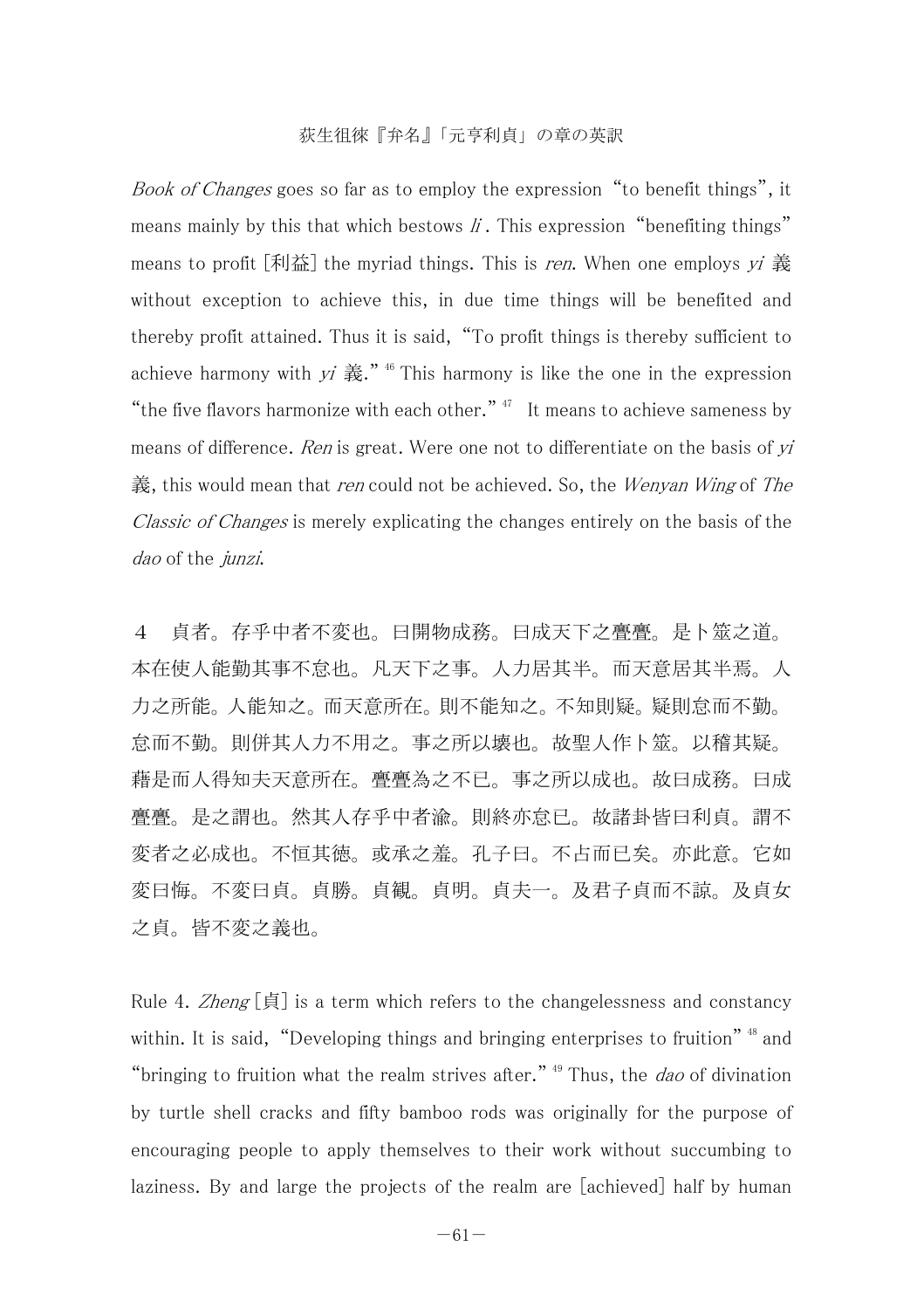*Book of Changes* goes so far as to employ the expression "to benefit things", it means mainly by this that which bestows *li*. This expression "benefiting things" means to profit [利益] the myriad things. This is *ren*. When one employs *yi* 義 without exception to achieve this, in due time things will be benefited and thereby profit attained. Thus it is said, "To profit things is thereby sufficient to achieve harmony with *yi* 義."[46] This harmony is like the one in the expression "the five flavors harmonize with each other."[47] It means to achieve sameness by means of difference. *Ren* is great. Were one not to differentiate on the basis of *yi* 義, this would mean that *ren* could not be achieved. So, the *Wenyan Wing* of *The Classic of Changes* is merely explicating the changes entirely on the basis of the *dao* of the *junzi*.

４　貞者。存乎中者不変也。曰開物成務。曰成天下之亹亹。是卜筮之道。本在使人能勤其事不怠也。凡天下之事。人力居其半。而天意居其半焉。人力之所能。人能知之。而天意所在。則不能知之。不知則疑。疑則怠而不勤。怠而不勤。則併其人力不用之。事之所以壊也。故聖人作卜筮。以稽其疑。藉是而人得知夫天意所在。亹亹為之不已。事之所以成也。故曰成務。曰成亹亹。是之謂也。然其人存乎中者渝。則終亦怠已。故諸卦皆曰利貞。謂不変者之必成也。不恒其徳。或承之羞。孔子曰。不占而已矣。亦此意。它如変曰悔。不変曰貞。貞勝。貞観。貞明。貞夫一。及君子貞而不諒。及貞女之貞。皆不変之義也。

Rule 4. *Zheng* [貞] is a term which refers to the changelessness and constancy within. It is said, "Developing things and bringing enterprises to fruition"[48] and "bringing to fruition what the realm strives after."[49] Thus, the *dao* of divination by turtle shell cracks and fifty bamboo rods was originally for the purpose of encouraging people to apply themselves to their work without succumbing to laziness. By and large the projects of the realm are [achieved] half by human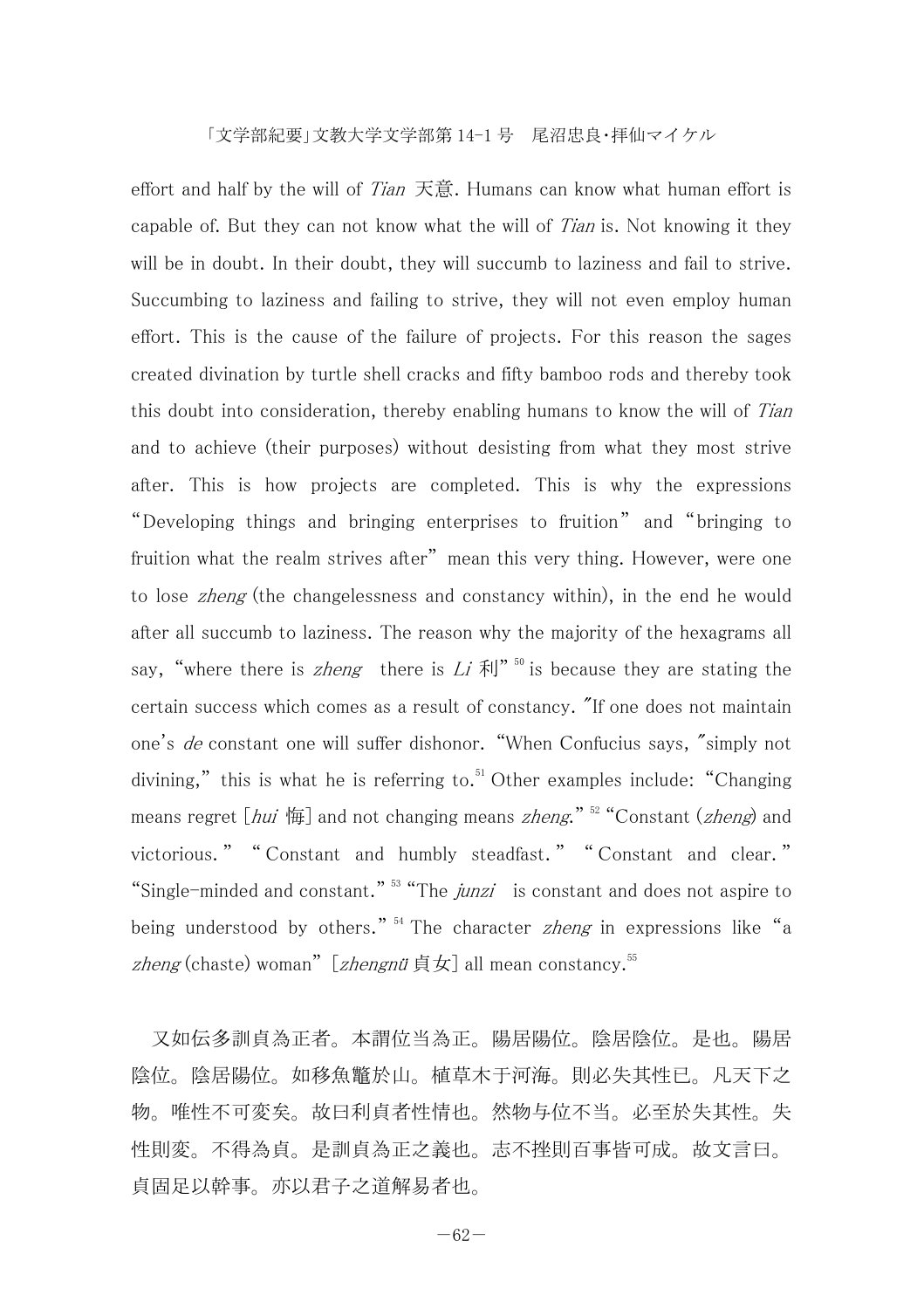effort and half by the will of *Tian* 天意. Humans can know what human effort is capable of. But they can not know what the will of *Tian* is. Not knowing it they will be in doubt. In their doubt, they will succumb to laziness and fail to strive. Succumbing to laziness and failing to strive, they will not even employ human effort. This is the cause of the failure of projects. For this reason the sages created divination by turtle shell cracks and fifty bamboo rods and thereby took this doubt into consideration, thereby enabling humans to know the will of *Tian* and to achieve (their purposes) without desisting from what they most strive after. This is how projects are completed. This is why the expressions "Developing things and bringing enterprises to fruition" and "bringing to fruition what the realm strives after" mean this very thing. However, were one to lose *zheng* (the changelessness and constancy within), in the end he would after all succumb to laziness. The reason why the majority of the hexagrams all say, "where there is *zheng* there is *Li* 利"[50] is because they are stating the certain success which comes as a result of constancy. "If one does not maintain one's *de* constant one will suffer dishonor. "When Confucius says, "simply not divining," this is what he is referring to.[51] Other examples include: "Changing means regret [*hui* 悔] and not changing means *zheng*."[52] "Constant (*zheng*) and victorious." "Constant and humbly steadfast." "Constant and clear." "Single-minded and constant."[53] "The *junzi* is constant and does not aspire to being understood by others."[54] The character *zheng* in expressions like "a *zheng* (chaste) woman" [*zhengnü* 貞女] all mean constancy.[55]

又如伝多訓貞為正者。本謂位当為正。陽居陽位。陰居陰位。是也。陽居陰位。陰居陽位。如移魚鼈於山。植草木于河海。則必失其性已。凡天下之物。唯性不可変矣。故曰利貞者性情也。然物与位不当。必至於失其性。失性則変。不得為貞。是訓貞為正之義也。志不挫則百事皆可成。故文言曰。貞固足以幹事。亦以君子之道解易者也。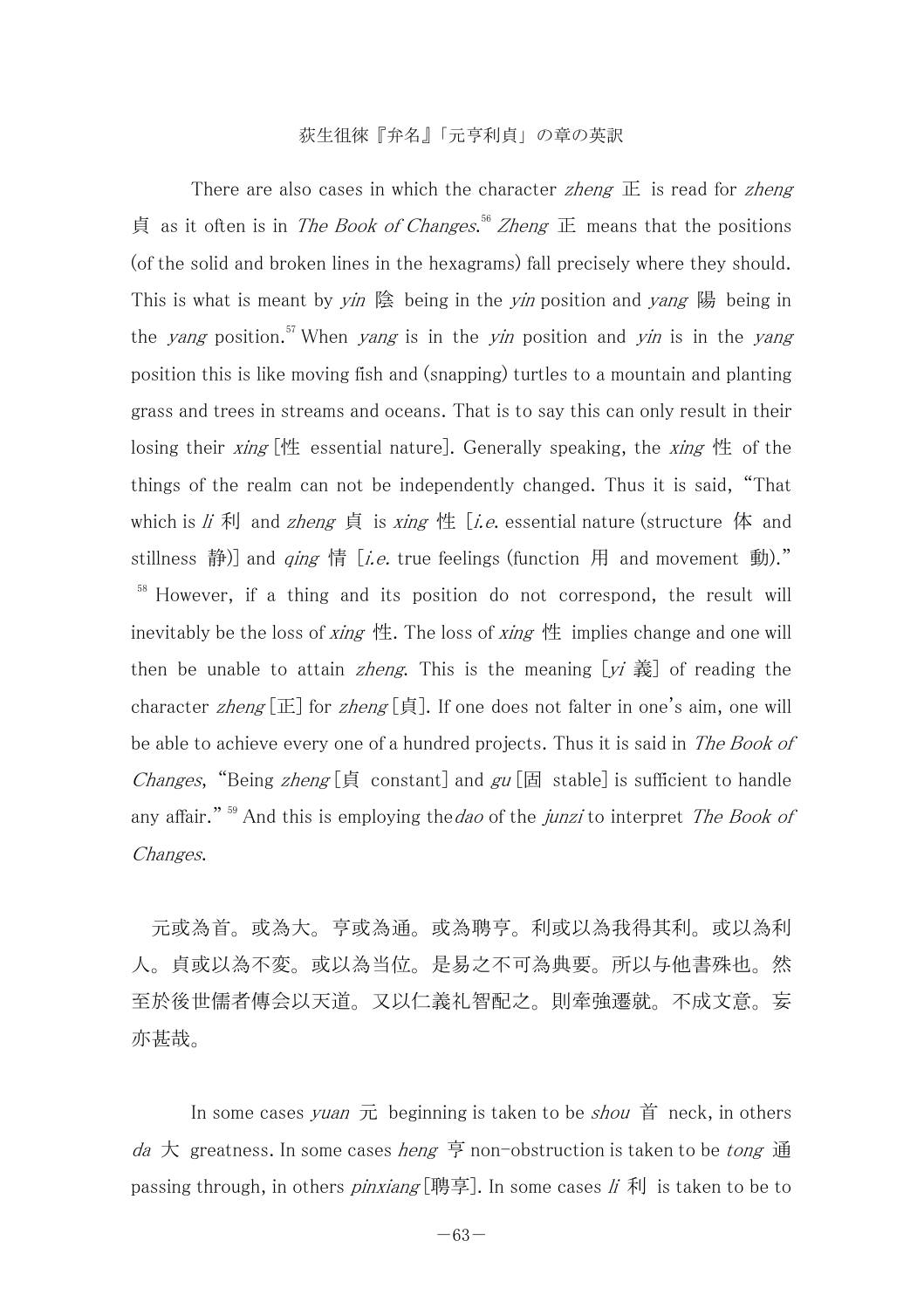There are also cases in which the character *zheng* 正 is read for *zheng* 貞 as it often is in *The Book of Changes*.[56] *Zheng* 正 means that the positions (of the solid and broken lines in the hexagrams) fall precisely where they should. This is what is meant by *yin* 陰 being in the *yin* position and *yang* 陽 being in the *yang* position.[57] When *yang* is in the *yin* position and *yin* is in the *yang* position this is like moving fish and (snapping) turtles to a mountain and planting grass and trees in streams and oceans. That is to say this can only result in their losing their *xing* [性 essential nature]. Generally speaking, the *xing* 性 of the things of the realm can not be independently changed. Thus it is said, "That which is *li* 利 and *zheng* 貞 is *xing* 性 [*i.e.* essential nature (structure 体 and stillness 静)] and *qing* 情 [*i.e.* true feelings (function 用 and movement 動)." [58] However, if a thing and its position do not correspond, the result will inevitably be the loss of *xing* 性. The loss of *xing* 性 implies change and one will then be unable to attain *zheng*. This is the meaning [*yi* 義] of reading the character *zheng* [正] for *zheng* [貞]. If one does not falter in one's aim, one will be able to achieve every one of a hundred projects. Thus it is said in *The Book of Changes*, "Being *zheng* [貞 constant] and *gu* [固 stable] is sufficient to handle any affair." [59] And this is employing the *dao* of the *junzi* to interpret *The Book of Changes*.

元或為首。或為大。亨或為通。或為聘亨。利或以為我得其利。或以為利人。貞或以為不変。或以為当位。是易之不可為典要。所以与他書殊也。然至於後世儒者傳会以天道。又以仁義礼智配之。則牽強遷就。不成文意。妄亦甚哉。

In some cases *yuan* 元 beginning is taken to be *shou* 首 neck, in others *da* 大 greatness. In some cases *heng* 亨 non-obstruction is taken to be *tong* 通 passing through, in others *pinxiang* [聘享]. In some cases *li* 利 is taken to be to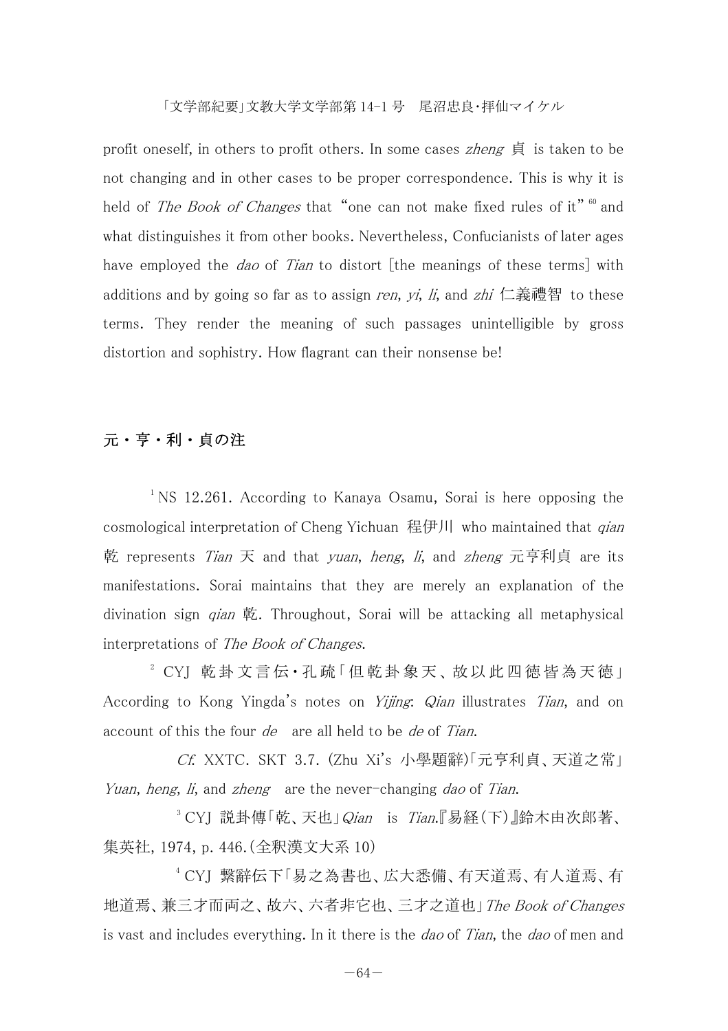profit oneself, in others to profit others. In some cases *zheng* 貞 is taken to be not changing and in other cases to be proper correspondence. This is why it is held of *The Book of Changes* that "one can not make fixed rules of it" [60] and what distinguishes it from other books. Nevertheless, Confucianists of later ages have employed the *dao* of *Tian* to distort [the meanings of these terms] with additions and by going so far as to assign *ren*, *yi*, *li*, and *zhi* 仁義禮智 to these terms. They render the meaning of such passages unintelligible by gross distortion and sophistry. How flagrant can their nonsense be!

## 元・亨・利・貞の注

[1] NS 12.261. According to Kanaya Osamu, Sorai is here opposing the cosmological interpretation of Cheng Yichuan 程伊川 who maintained that *qian* 乾 represents *Tian* 天 and that *yuan*, *heng*, *li*, and *zheng* 元亨利貞 are its manifestations. Sorai maintains that they are merely an explanation of the divination sign *qian* 乾. Throughout, Sorai will be attacking all metaphysical interpretations of *The Book of Changes*.

[2] CYJ 乾卦文言伝・孔疏「但乾卦象天、故以此四徳皆為天徳」 According to Kong Yingda's notes on *Yijing*: *Qian* illustrates *Tian*, and on account of this the four *de* are all held to be *de* of *Tian*.

*Cf.* XXTC. SKT 3.7. (Zhu Xi's 小學題辭)「元亨利貞、天道之常」 *Yuan*, *heng*, *li*, and *zheng* are the never-changing *dao* of *Tian*.

[3] CYJ 説卦傳「乾、天也」*Qian* is *Tian*.『易経(下)』鈴木由次郎著、集英社, 1974, p. 446.(全釈漢文大系 10)

[4] CYJ 繋辞伝下「易之為書也、広大悉備、有天道焉、有人道焉、有地道焉、兼三才而両之、故六、六者非它也、三才之道也」*The Book of Changes* is vast and includes everything. In it there is the *dao* of *Tian*, the *dao* of men and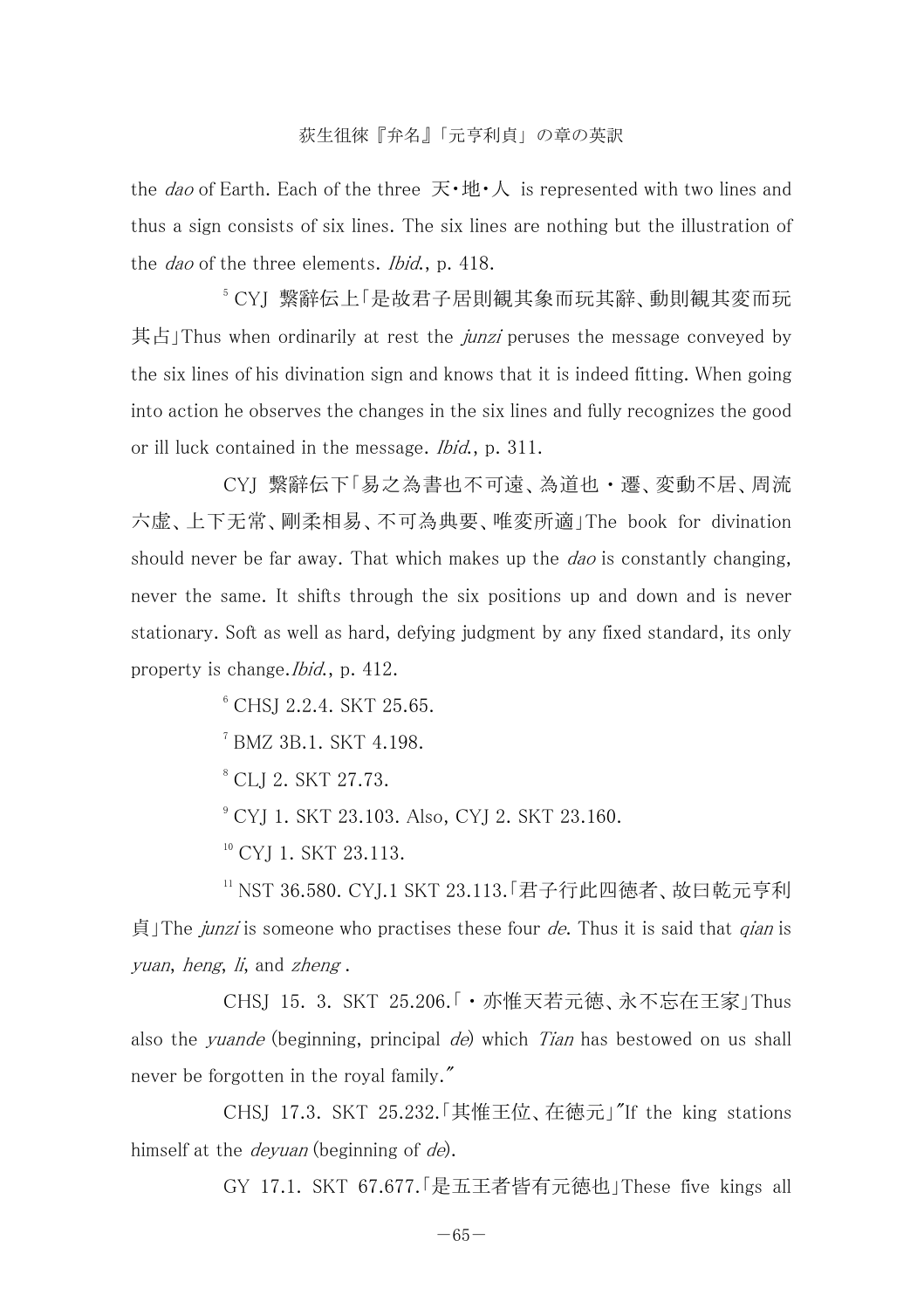the *dao* of Earth. Each of the three 天・地・人 is represented with two lines and thus a sign consists of six lines. The six lines are nothing but the illustration of the *dao* of the three elements. *Ibid.*, p. 418.

[5] CYJ 繋辞伝上「是故君子居則観其象而玩其辞、動則観其変而玩其占」Thus when ordinarily at rest the *junzi* peruses the message conveyed by the six lines of his divination sign and knows that it is indeed fitting. When going into action he observes the changes in the six lines and fully recognizes the good or ill luck contained in the message. *Ibid.*, p. 311.

CYJ 繋辞伝下「易之為書也不可遠、為道也・遷、変動不居、周流六虚、上下无常、剛柔相易、不可為典要、唯変所適」The book for divination should never be far away. That which makes up the *dao* is constantly changing, never the same. It shifts through the six positions up and down and is never stationary. Soft as well as hard, defying judgment by any fixed standard, its only property is change.*Ibid.*, p. 412.

[6] CHSJ 2.2.4. SKT 25.65.

[7] BMZ 3B.1. SKT 4.198.

[8] CLJ 2. SKT 27.73.

[9] CYJ 1. SKT 23.103. Also, CYJ 2. SKT 23.160.

[10] CYJ 1. SKT 23.113.

[11] NST 36.580. CYJ.1 SKT 23.113.「君子行此四徳者、故曰乾元亨利貞」The *junzi* is someone who practises these four *de*. Thus it is said that *qian* is *yuan*, *heng*, *li*, and *zheng* .

CHSJ 15. 3. SKT 25.206.「・亦惟天若元徳、永不忘在王家」Thus also the *yuande* (beginning, principal *de*) which *Tian* has bestowed on us shall never be forgotten in the royal family."

CHSJ 17.3. SKT 25.232.「其惟王位、在徳元」"If the king stations himself at the *deyuan* (beginning of *de*).

GY 17.1. SKT 67.677.「是五王者皆有元徳也」These five kings all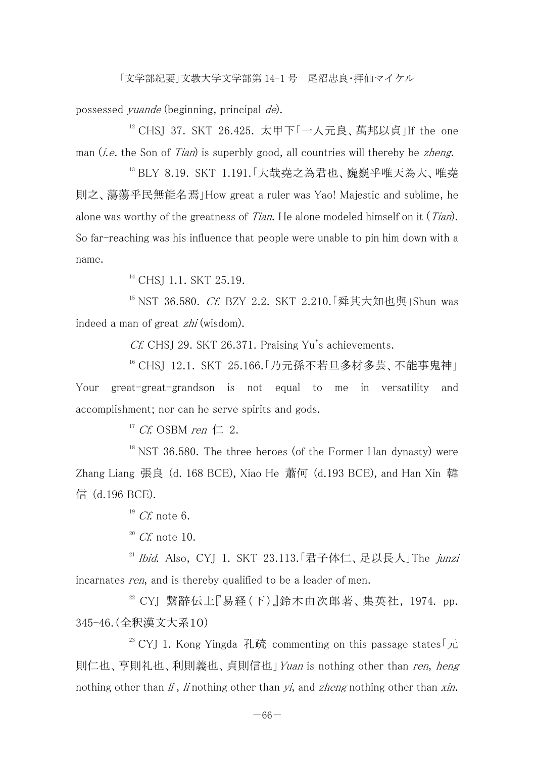possessed *yuande* (beginning, principal *de*).

[12] CHSJ 37. SKT 26.425. 太甲下「一人元良、萬邦以貞」If the one man (*i.e.* the Son of *Tian*) is superbly good, all countries will thereby be *zheng*.

[13] BLY 8.19. SKT 1.191.「大哉堯之為君也、巍巍乎唯天為大、唯堯則之、蕩蕩乎民無能名焉」How great a ruler was Yao! Majestic and sublime, he alone was worthy of the greatness of *Tian*. He alone modeled himself on it (*Tian*). So far-reaching was his influence that people were unable to pin him down with a name.

[14] CHSJ 1.1. SKT 25.19.

[15] NST 36.580. *Cf.* BZY 2.2. SKT 2.210.「舜其大知也與」Shun was indeed a man of great *zhi* (wisdom).

*Cf.* CHSJ 29. SKT 26.371. Praising Yu's achievements.

[16] CHSJ 12.1. SKT 25.166.「乃元孫不若旦多材多芸、不能事鬼神」Your great-great-grandson is not equal to me in versatility and accomplishment; nor can he serve spirits and gods.

[17] *Cf.* OSBM *ren* 仁 2.

[18] NST 36.580. The three heroes (of the Former Han dynasty) were Zhang Liang 張良 (d. 168 BCE), Xiao He 蕭何 (d.193 BCE), and Han Xin 韓信 (d.196 BCE).

[19] *Cf.* note 6.

[20] *Cf.* note 10.

[21] *Ibid.* Also, CYJ 1. SKT 23.113.「君子体仁、足以長人」The *junzi* incarnates *ren*, and is thereby qualified to be a leader of men.

[22] CYJ 繋辭伝上『易経(下)』鈴木由次郎著、集英社, 1974. pp. 345-46.(全釈漢文大系10)

[23] CYJ 1. Kong Yingda 孔疏 commenting on this passage states「元則仁也、亨則礼也、利則義也、貞則信也」*Yuan* is nothing other than *ren*, *heng* nothing other than *li* , *li* nothing other than *yi*, and *zheng* nothing other than *xin*.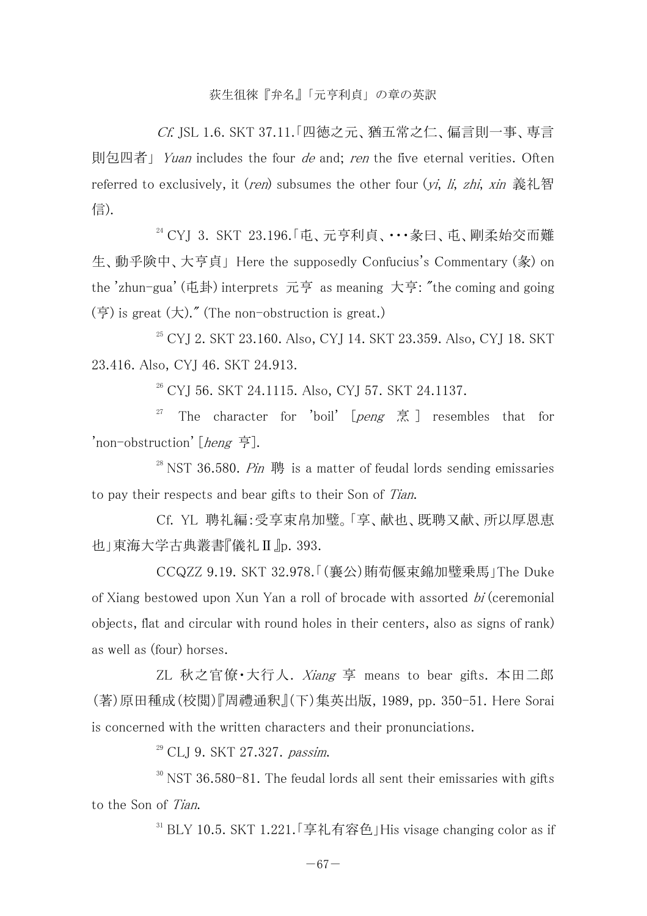*Cf.* JSL 1.6. SKT 37.11.「四徳之元、猶五常之仁、偏言則一事、専言則包四者」 *Yuan* includes the four *de* and; *ren* the five eternal verities. Often referred to exclusively, it (*ren*) subsumes the other four (*yi*, *li*, *zhi*, *xin* 義礼智信).

[24] CYJ 3. SKT 23.196.「屯、元亨利貞、・・・彖曰、屯、剛柔始交而難生、動乎険中、大亨貞」 Here the supposedly Confucius's Commentary (彖) on the 'zhun-gua' (屯卦) interprets 元亨 as meaning 大亨: "the coming and going (亨) is great (大)." (The non-obstruction is great.)

[25] CYJ 2. SKT 23.160. Also, CYJ 14. SKT 23.359. Also, CYJ 18. SKT 23.416. Also, CYJ 46. SKT 24.913.

[26] CYJ 56. SKT 24.1115. Also, CYJ 57. SKT 24.1137.

[27] The character for 'boil' [*peng* 烹] resembles that for 'non-obstruction' [*heng* 亨].

[28] NST 36.580. *Pin* 聘 is a matter of feudal lords sending emissaries to pay their respects and bear gifts to their Son of *Tian*.

Cf. YL 聘礼編:受享束帛加璧。「享、献也、既聘又献、所以厚恩恵也」東海大学古典叢書『儀礼Ⅱ』p. 393.

CCQZZ 9.19. SKT 32.978.「(襄公)賄荀偃束錦加璧乗馬」The Duke of Xiang bestowed upon Xun Yan a roll of brocade with assorted *bi* (ceremonial objects, flat and circular with round holes in their centers, also as signs of rank) as well as (four) horses.

ZL 秋之官僚・大行人. *Xiang* 享 means to bear gifts. 本田二郎(著)原田種成(校閲)『周禮通釈』(下)集英出版, 1989, pp. 350-51. Here Sorai is concerned with the written characters and their pronunciations.

[29] CLJ 9. SKT 27.327. *passim*.

[30] NST 36.580-81. The feudal lords all sent their emissaries with gifts to the Son of *Tian*.

[31] BLY 10.5. SKT 1.221.「享礼有容色」His visage changing color as if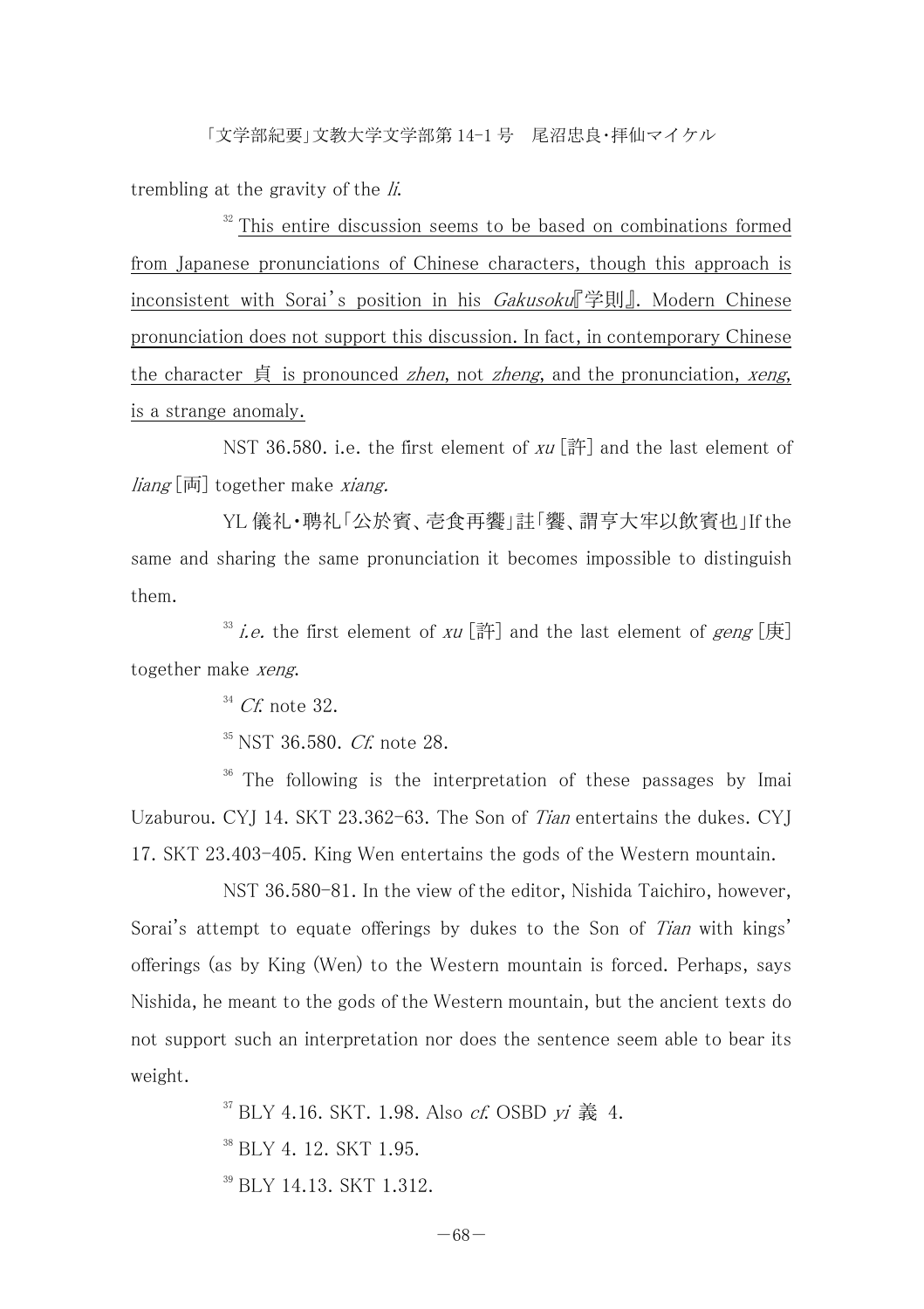trembling at the gravity of the *li*.

[32] <u>This entire discussion seems to be based on combinations formed from Japanese pronunciations of Chinese characters, though this approach is inconsistent with Sorai's position in his *Gakusoku*『学則』. Modern Chinese pronunciation does not support this discussion. In fact, in contemporary Chinese the character 貞 is pronounced *zhen*, not *zheng*, and the pronunciation, *xeng*, is a strange anomaly.</u>

NST 36.580. i.e. the first element of *xu* [許] and the last element of *liang* [両] together make *xiang*.

YL 儀礼・聘礼「公於賓、壱食再饗」註「饗、謂亨大牢以飲賓也」If the same and sharing the same pronunciation it becomes impossible to distinguish them.

[33] *i.e.* the first element of *xu* [許] and the last element of *geng* [庚] together make *xeng*.

[34] *Cf.* note 32.

[35] NST 36.580. *Cf.* note 28.

[36] The following is the interpretation of these passages by Imai Uzaburou. CYJ 14. SKT 23.362-63. The Son of *Tian* entertains the dukes. CYJ 17. SKT 23.403-405. King Wen entertains the gods of the Western mountain.

NST 36.580-81. In the view of the editor, Nishida Taichiro, however, Sorai's attempt to equate offerings by dukes to the Son of *Tian* with kings' offerings (as by King (Wen) to the Western mountain is forced. Perhaps, says Nishida, he meant to the gods of the Western mountain, but the ancient texts do not support such an interpretation nor does the sentence seem able to bear its weight.

[37] BLY 4.16. SKT. 1.98. Also *cf.* OSBD *yi* 義 4.

[38] BLY 4. 12. SKT 1.95.

[39] BLY 14.13. SKT 1.312.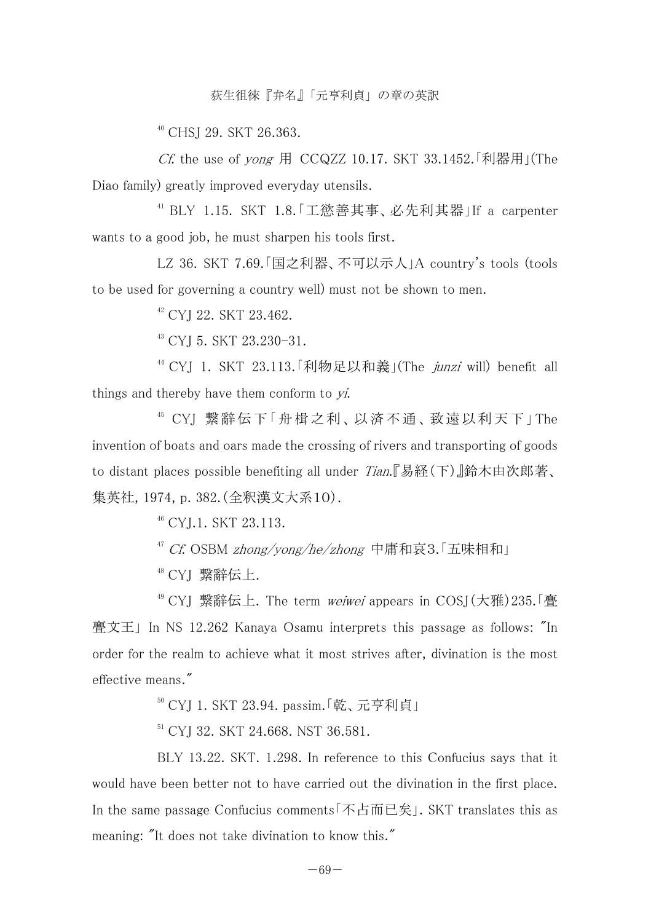[40] CHSJ 29. SKT 26.363.

*Cf.* the use of *yong* 用 CCQZZ 10.17. SKT 33.1452.「利器用」(The Diao family) greatly improved everyday utensils.

[41] BLY 1.15. SKT 1.8.「工慾善其事、必先利其器」If a carpenter wants to a good job, he must sharpen his tools first.

LZ 36. SKT 7.69.「国之利器、不可以示人」A country's tools (tools to be used for governing a country well) must not be shown to men.

[42] CYJ 22. SKT 23.462.

[43] CYJ 5. SKT 23.230-31.

[44] CYJ 1. SKT 23.113.「利物足以和義」(The *junzi* will) benefit all things and thereby have them conform to *yi*.

[45] CYJ 繫辭伝下「舟楫之利、以済不通、致遠以利天下」The invention of boats and oars made the crossing of rivers and transporting of goods to distant places possible benefiting all under *Tian*.『易経(下)』鈴木由次郎著、集英社, 1974, p. 382.(全釈漢文大系10).

[46] CYJ.1. SKT 23.113.

[47] *Cf.* OSBM *zhong/yong/he/zhong* 中庸和衷3.「五味相和」

[48] CYJ 繫辭伝上.

[49] CYJ 繫辭伝上. The term *weiwei* appears in COSJ(大雅)235.「亹亹文王」In NS 12.262 Kanaya Osamu interprets this passage as follows: "In order for the realm to achieve what it most strives after, divination is the most effective means."

[50] CYJ 1. SKT 23.94. passim.「乾、元亨利貞」

[51] CYJ 32. SKT 24.668. NST 36.581.

BLY 13.22. SKT. 1.298. In reference to this Confucius says that it would have been better not to have carried out the divination in the first place. In the same passage Confucius comments「不占而已矣」. SKT translates this as meaning: "It does not take divination to know this."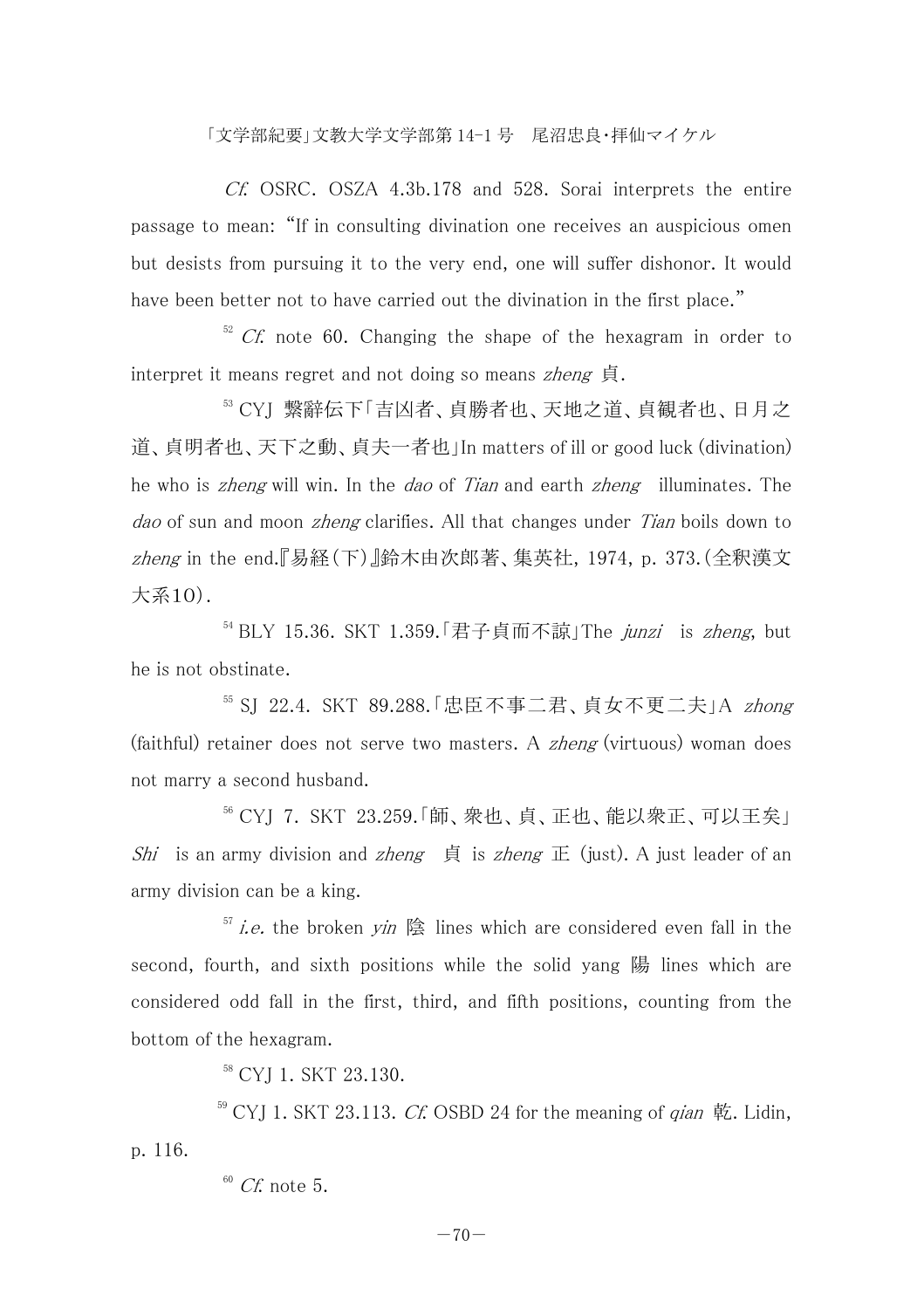*Cf.* OSRC. OSZA 4.3b.178 and 528. Sorai interprets the entire passage to mean: "If in consulting divination one receives an auspicious omen but desists from pursuing it to the very end, one will suffer dishonor. It would have been better not to have carried out the divination in the first place."

[52] *Cf.* note 60. Changing the shape of the hexagram in order to interpret it means regret and not doing so means *zheng* 貞.

[53] CYJ 繫辭伝下「吉凶者、貞勝者也、天地之道、貞観者也、日月之道、貞明者也、天下之動、貞夫一者也」In matters of ill or good luck (divination) he who is *zheng* will win. In the *dao* of *Tian* and earth *zheng* illuminates. The *dao* of sun and moon *zheng* clarifies. All that changes under *Tian* boils down to *zheng* in the end.『易経(下)』鈴木由次郎著、集英社, 1974, p. 373.(全釈漢文大系10).

[54] BLY 15.36. SKT 1.359.「君子貞而不諒」The *junzi* is *zheng*, but he is not obstinate.

[55] SJ 22.4. SKT 89.288.「忠臣不事二君、貞女不更二夫」A *zhong* (faithful) retainer does not serve two masters. A *zheng* (virtuous) woman does not marry a second husband.

[56] CYJ 7. SKT 23.259.「師、衆也、貞、正也、能以衆正、可以王矣」*Shi* is an army division and *zheng* 貞 is *zheng* 正 (just). A just leader of an army division can be a king.

[57] *i.e.* the broken *yin* 陰 lines which are considered even fall in the second, fourth, and sixth positions while the solid yang 陽 lines which are considered odd fall in the first, third, and fifth positions, counting from the bottom of the hexagram.

[58] CYJ 1. SKT 23.130.

[59] CYJ 1. SKT 23.113. *Cf.* OSBD 24 for the meaning of *qian* 乾. Lidin, p. 116.

[60] *Cf.* note 5.